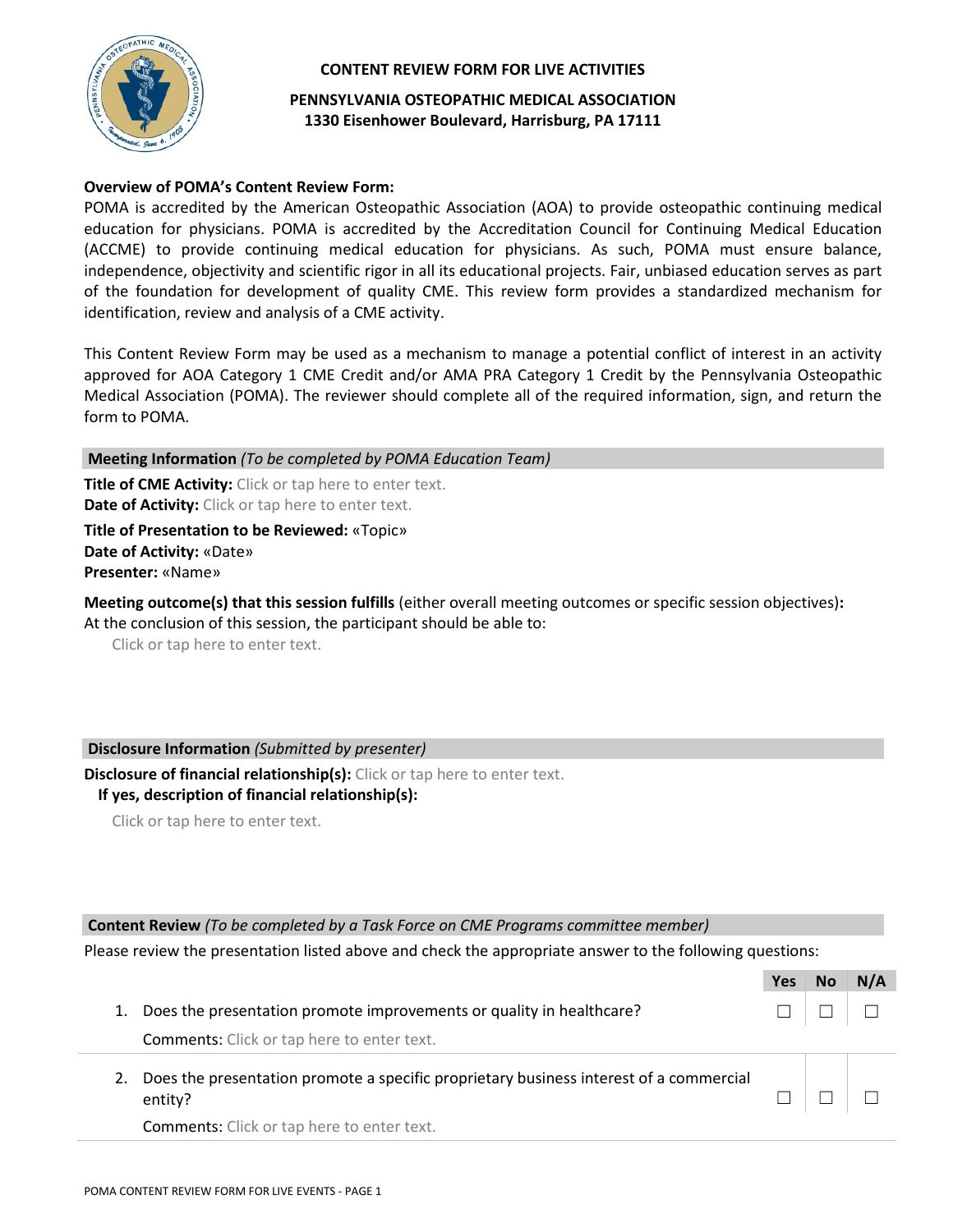**CONTENT REVIEW FORM FOR LIVE ACTIVITIES**

**PENNSYLVANIA OSTEOPATHIC MEDICAL ASSOCIATION**
**1330 Eisenhower Boulevard, Harrisburg, PA 17111**

**Overview of POMA's Content Review Form:**
POMA is accredited by the American Osteopathic Association (AOA) to provide osteopathic continuing medical education for physicians. POMA is accredited by the Accreditation Council for Continuing Medical Education (ACCME) to provide continuing medical education for physicians. As such, POMA must ensure balance, independence, objectivity and scientific rigor in all its educational projects. Fair, unbiased education serves as part of the foundation for development of quality CME. This review form provides a standardized mechanism for identification, review and analysis of a CME activity.

This Content Review Form may be used as a mechanism to manage a potential conflict of interest in an activity approved for AOA Category 1 CME Credit and/or AMA PRA Category 1 Credit by the Pennsylvania Osteopathic Medical Association (POMA). The reviewer should complete all of the required information, sign, and return the form to POMA.

**Meeting Information** *(To be completed by POMA Education Team)*

**Title of CME Activity:** Click or tap here to enter text.
**Date of Activity:** Click or tap here to enter text.

**Title of Presentation to be Reviewed:** «Topic»
**Date of Activity:** «Date»
**Presenter:** «Name»

**Meeting outcome(s) that this session fulfills** (either overall meeting outcomes or specific session objectives)**:**
At the conclusion of this session, the participant should be able to:

Click or tap here to enter text.

**Disclosure Information** *(Submitted by presenter)*

**Disclosure of financial relationship(s):** Click or tap here to enter text.
**If yes, description of financial relationship(s):**

Click or tap here to enter text.

**Content Review** *(To be completed by a Task Force on CME Programs committee member)*

Please review the presentation listed above and check the appropriate answer to the following questions:

| | Yes | No | N/A |
|---|---|---|---|
| 1. Does the presentation promote improvements or quality in healthcare?<br>Comments: Click or tap here to enter text. | ☐ | ☐ | ☐ |
| 2. Does the presentation promote a specific proprietary business interest of a commercial entity?<br>Comments: Click or tap here to enter text. | ☐ | ☐ | ☐ |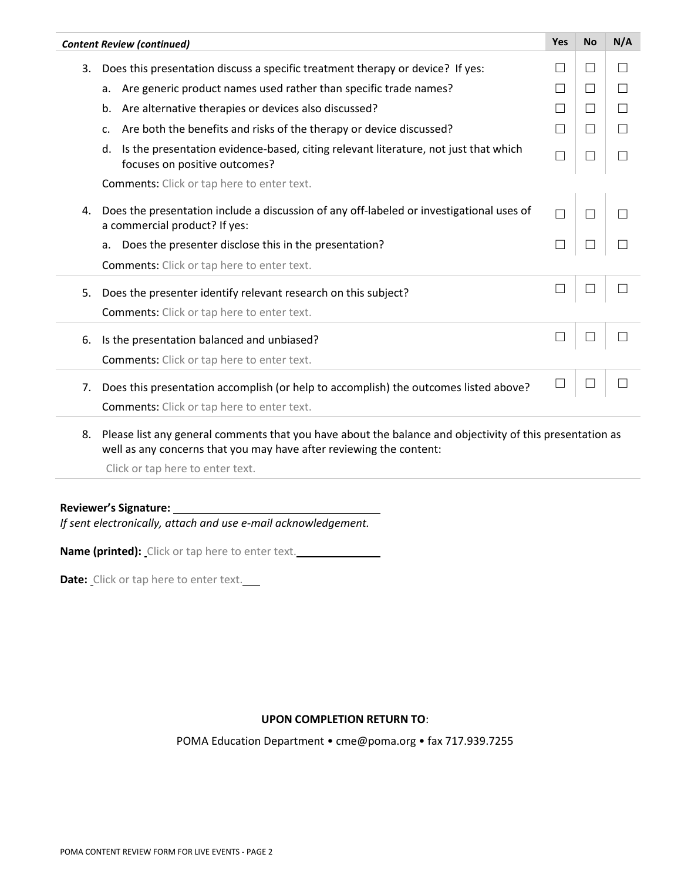| *Content Review (continued)* | Yes | No | N/A |
|---|---|---|---|
| 3. Does this presentation discuss a specific treatment therapy or device? If yes: | ☐ | ☐ | ☐ |
| a. Are generic product names used rather than specific trade names? | ☐ | ☐ | ☐ |
| b. Are alternative therapies or devices also discussed? | ☐ | ☐ | ☐ |
| c. Are both the benefits and risks of the therapy or device discussed? | ☐ | ☐ | ☐ |
| d. Is the presentation evidence-based, citing relevant literature, not just that which focuses on positive outcomes? | ☐ | ☐ | ☐ |
| Comments: Click or tap here to enter text. | | | |
| 4. Does the presentation include a discussion of any off-labeled or investigational uses of a commercial product? If yes: | ☐ | ☐ | ☐ |
| a. Does the presenter disclose this in the presentation? | ☐ | ☐ | ☐ |
| Comments: Click or tap here to enter text. | | | |
| 5. Does the presenter identify relevant research on this subject? | ☐ | ☐ | ☐ |
| Comments: Click or tap here to enter text. | | | |
| 6. Is the presentation balanced and unbiased? | ☐ | ☐ | ☐ |
| Comments: Click or tap here to enter text. | | | |
| 7. Does this presentation accomplish (or help to accomplish) the outcomes listed above? | ☐ | ☐ | ☐ |
| Comments: Click or tap here to enter text. | | | |

8. Please list any general comments that you have about the balance and objectivity of this presentation as well as any concerns that you may have after reviewing the content:

Click or tap here to enter text.

**Reviewer's Signature:** ______________________________

*If sent electronically, attach and use e-mail acknowledgement.*

**Name (printed):** Click or tap here to enter text.

**Date:** Click or tap here to enter text.

**UPON COMPLETION RETURN TO**:

POMA Education Department • cme@poma.org • fax 717.939.7255